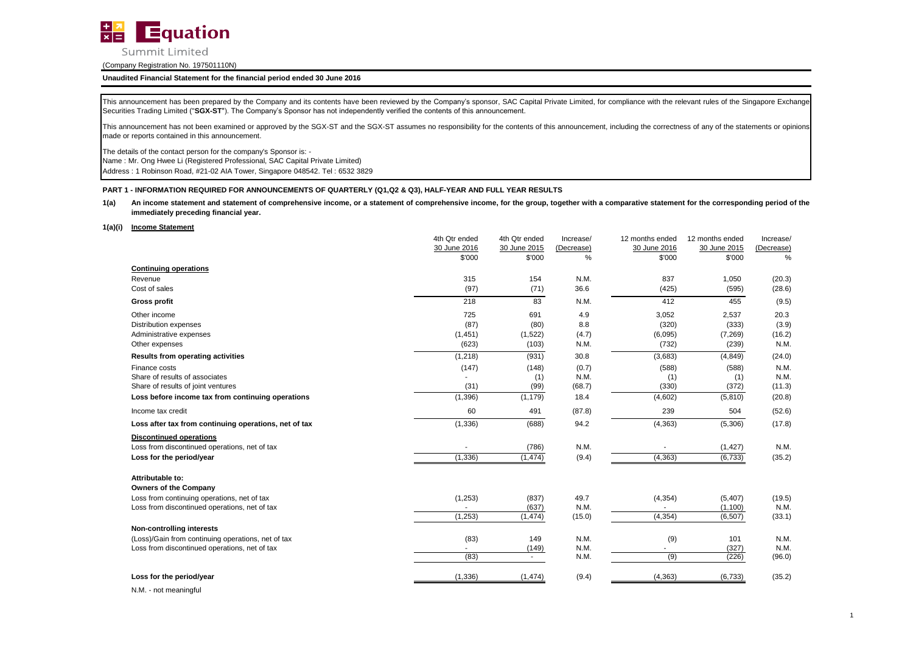**Equation Summit Limited**

(Company Registration No. 197501110N)

**Unaudited Financial Statement for the financial period ended 30 June 2016**

This announcement has been prepared by the Company and its contents have been reviewed by the Company's sponsor, SAC Capital Private Limited, for compliance with the relevant rules of the Singapore Exchange Securities Trading Limited ("**SGX-ST**"). The Company's Sponsor has not independently verified the contents of this announcement.

This announcement has not been examined or approved by the SGX-ST and the SGX-ST assumes no responsibility for the contents of this announcement, including the correctness of any of the statements or opinions made or reports contained in this announcement.

The details of the contact person for the company's Sponsor is: -
Name : Mr. Ong Hwee Li (Registered Professional, SAC Capital Private Limited)
Address : 1 Robinson Road, #21-02 AIA Tower, Singapore 048542. Tel : 6532 3829

**PART 1 - INFORMATION REQUIRED FOR ANNOUNCEMENTS OF QUARTERLY (Q1,Q2 & Q3), HALF-YEAR AND FULL YEAR RESULTS**

**1(a) An income statement and statement of comprehensive income, or a statement of comprehensive income, for the group, together with a comparative statement for the corresponding period of the immediately preceding financial year.**

**1(a)(i) Income Statement**

| | 4th Qtr ended 30 June 2016 | 4th Qtr ended 30 June 2015 | Increase/ (Decrease) | 12 months ended 30 June 2016 | 12 months ended 30 June 2015 | Increase/ (Decrease) |
|---|---|---|---|---|---|---|
| | $'000 | $'000 | % | $'000 | $'000 | % |
| **Continuing operations** | | | | | | |
| Revenue | 315 | 154 | N.M. | 837 | 1,050 | (20.3) |
| Cost of sales | (97) | (71) | 36.6 | (425) | (595) | (28.6) |
| **Gross profit** | 218 | 83 | N.M. | 412 | 455 | (9.5) |
| Other income | 725 | 691 | 4.9 | 3,052 | 2,537 | 20.3 |
| Distribution expenses | (87) | (80) | 8.8 | (320) | (333) | (3.9) |
| Administrative expenses | (1,451) | (1,522) | (4.7) | (6,095) | (7,269) | (16.2) |
| Other expenses | (623) | (103) | N.M. | (732) | (239) | N.M. |
| **Results from operating activities** | (1,218) | (931) | 30.8 | (3,683) | (4,849) | (24.0) |
| Finance costs | (147) | (148) | (0.7) | (588) | (588) | N.M. |
| Share of results of associates | - | (1) | N.M. | (1) | (1) | N.M. |
| Share of results of joint ventures | (31) | (99) | (68.7) | (330) | (372) | (11.3) |
| **Loss before income tax from continuing operations** | (1,396) | (1,179) | 18.4 | (4,602) | (5,810) | (20.8) |
| Income tax credit | 60 | 491 | (87.8) | 239 | 504 | (52.6) |
| **Loss after tax from continuing operations, net of tax** | (1,336) | (688) | 94.2 | (4,363) | (5,306) | (17.8) |
| **Discontinued operations** | | | | | | |
| Loss from discontinued operations, net of tax | - | (786) | N.M. | - | (1,427) | N.M. |
| **Loss for the period/year** | (1,336) | (1,474) | (9.4) | (4,363) | (6,733) | (35.2) |
| **Attributable to:** | | | | | | |
| **Owners of the Company** | | | | | | |
| Loss from continuing operations, net of tax | (1,253) | (837) | 49.7 | (4,354) | (5,407) | (19.5) |
| Loss from discontinued operations, net of tax | - | (637) | N.M. | - | (1,100) | N.M. |
| | (1,253) | (1,474) | (15.0) | (4,354) | (6,507) | (33.1) |
| **Non-controlling interests** | | | | | | |
| (Loss)/Gain from continuing operations, net of tax | (83) | 149 | N.M. | (9) | 101 | N.M. |
| Loss from discontinued operations, net of tax | - | (149) | N.M. | - | (327) | N.M. |
| | (83) | - | N.M. | (9) | (226) | (96.0) |
| **Loss for the period/year** | (1,336) | (1,474) | (9.4) | (4,363) | (6,733) | (35.2) |

N.M. - not meaningful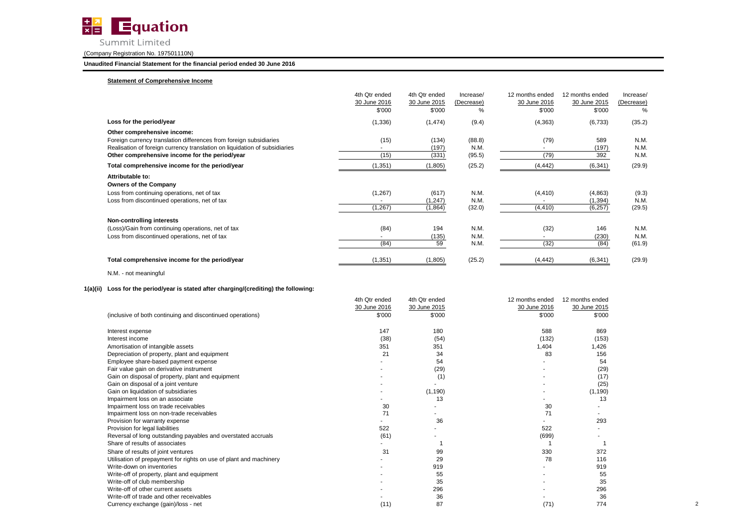**Equation Summit Limited**

(Company Registration No. 197501110N)

**Unaudited Financial Statement for the financial period ended 30 June 2016**

**Statement of Comprehensive Income**

| | 4th Qtr ended 30 June 2016 $'000 | 4th Qtr ended 30 June 2015 $'000 | Increase/ (Decrease) % | 12 months ended 30 June 2016 $'000 | 12 months ended 30 June 2015 $'000 | Increase/ (Decrease) % |
|---|---|---|---|---|---|---|
| **Loss for the period/year** | (1,336) | (1,474) | (9.4) | (4,363) | (6,733) | (35.2) |
| **Other comprehensive income:** | | | | | | |
| Foreign currency translation differences from foreign subsidiaries | (15) | (134) | (88.8) | (79) | 589 | N.M. |
| Realisation of foreign currency translation on liquidation of subsidiaries | - | (197) | N.M. | - | (197) | N.M. |
| **Other comprehensive income for the period/year** | (15) | (331) | (95.5) | (79) | 392 | N.M. |
| **Total comprehensive income for the period/year** | (1,351) | (1,805) | (25.2) | (4,442) | (6,341) | (29.9) |
| **Attributable to:** | | | | | | |
| **Owners of the Company** | | | | | | |
| Loss from continuing operations, net of tax | (1,267) | (617) | N.M. | (4,410) | (4,863) | (9.3) |
| Loss from discontinued operations, net of tax | - | (1,247) | N.M. | - | (1,394) | N.M. |
| | (1,267) | (1,864) | (32.0) | (4,410) | (6,257) | (29.5) |
| **Non-controlling interests** | | | | | | |
| (Loss)/Gain from continuing operations, net of tax | (84) | 194 | N.M. | (32) | 146 | N.M. |
| Loss from discontinued operations, net of tax | - | (135) | N.M. | - | (230) | N.M. |
| | (84) | 59 | N.M. | (32) | (84) | (61.9) |
| **Total comprehensive income for the period/year** | (1,351) | (1,805) | (25.2) | (4,442) | (6,341) | (29.9) |

N.M. - not meaningful

**1(a)(ii) Loss for the period/year is stated after charging/(crediting) the following:**

| (inclusive of both continuing and discontinued operations) | 4th Qtr ended 30 June 2016 $'000 | 4th Qtr ended 30 June 2015 $'000 | 12 months ended 30 June 2016 $'000 | 12 months ended 30 June 2015 $'000 |
|---|---|---|---|---|
| Interest expense | 147 | 180 | 588 | 869 |
| Interest income | (38) | (54) | (132) | (153) |
| Amortisation of intangible assets | 351 | 351 | 1,404 | 1,426 |
| Depreciation of property, plant and equipment | 21 | 34 | 83 | 156 |
| Employee share-based payment expense | - | 54 | - | 54 |
| Fair value gain on derivative instrument | - | (29) | - | (29) |
| Gain on disposal of property, plant and equipment | - | (1) | - | (17) |
| Gain on disposal of a joint venture | - | - | - | (25) |
| Gain on liquidation of subsidiaries | - | (1,190) | - | (1,190) |
| Impairment loss on an associate | - | 13 | - | 13 |
| Impairment loss on trade receivables | 30 | - | 30 | - |
| Impairment loss on non-trade receivables | 71 | - | 71 | - |
| Provision for warranty expense | - | 36 | - | 293 |
| Provision for legal liabilities | 522 | - | 522 | - |
| Reversal of long outstanding payables and overstated accruals | (61) | - | (699) | - |
| Share of results of associates | - | 1 | 1 | 1 |
| Share of results of joint ventures | 31 | 99 | 330 | 372 |
| Utilisation of prepayment for rights on use of plant and machinery | - | 29 | 78 | 116 |
| Write-down on inventories | - | 919 | - | 919 |
| Write-off of property, plant and equipment | - | 55 | - | 55 |
| Write-off of club membership | - | 35 | - | 35 |
| Write-off of other current assets | - | 296 | - | 296 |
| Write-off of trade and other receivables | - | 36 | - | 36 |
| Currency exchange (gain)/loss - net | (11) | 87 | (71) | 774 |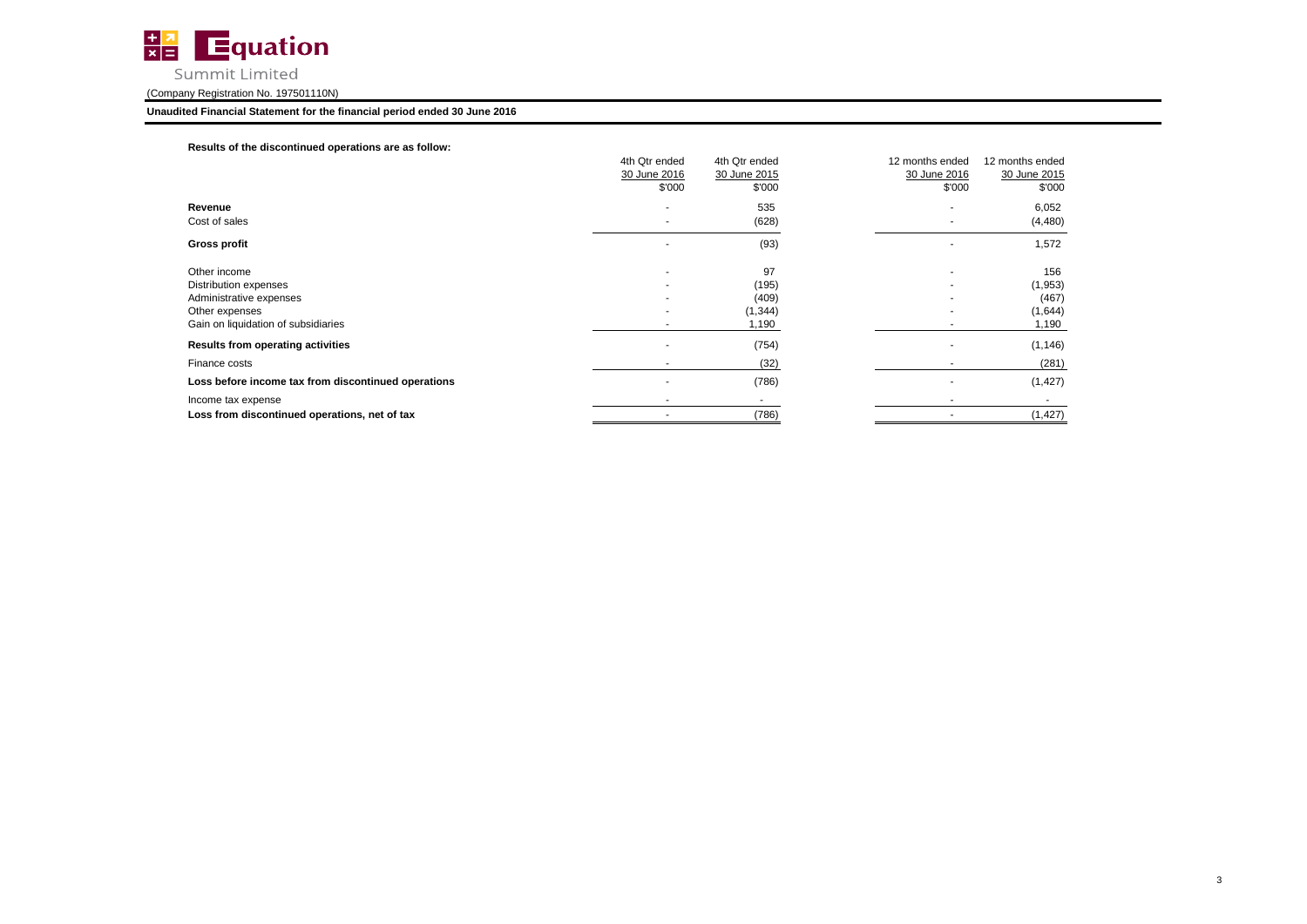Equation Summit Limited

(Company Registration No. 197501110N)

**Unaudited Financial Statement for the financial period ended 30 June 2016**

**Results of the discontinued operations are as follow:**

| | 4th Qtr ended 30 June 2016 $'000 | 4th Qtr ended 30 June 2015 $'000 | 12 months ended 30 June 2016 $'000 | 12 months ended 30 June 2015 $'000 |
|---|---|---|---|---|
| **Revenue** | - | 535 | - | 6,052 |
| Cost of sales | - | (628) | - | (4,480) |
| **Gross profit** | - | (93) | - | 1,572 |
| Other income | - | 97 | - | 156 |
| Distribution expenses | - | (195) | - | (1,953) |
| Administrative expenses | - | (409) | - | (467) |
| Other expenses | - | (1,344) | - | (1,644) |
| Gain on liquidation of subsidiaries | - | 1,190 | - | 1,190 |
| **Results from operating activities** | - | (754) | - | (1,146) |
| Finance costs | - | (32) | - | (281) |
| **Loss before income tax from discontinued operations** | - | (786) | - | (1,427) |
| Income tax expense | - | - | - | - |
| **Loss from discontinued operations, net of tax** | - | (786) | - | (1,427) |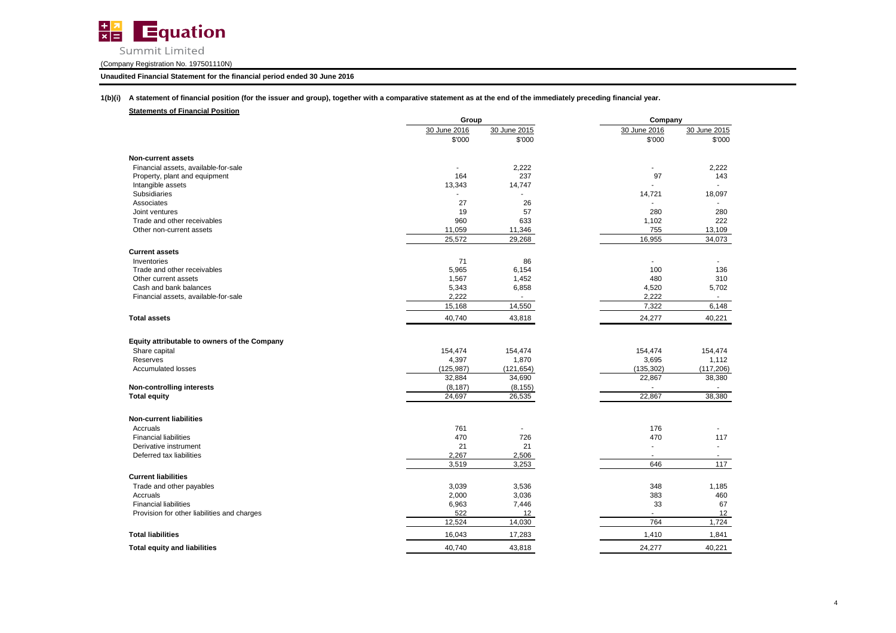Equation Summit Limited

(Company Registration No. 197501110N)

**Unaudited Financial Statement for the financial period ended 30 June 2016**

**1(b)(i) A statement of financial position (for the issuer and group), together with a comparative statement as at the end of the immediately preceding financial year.**

**Statements of Financial Position**

| | Group | | Company | |
|---|---|---|---|---|
| | 30 June 2016 | 30 June 2015 | 30 June 2016 | 30 June 2015 |
| | $'000 | $'000 | $'000 | $'000 |
| **Non-current assets** | | | | |
| Financial assets, available-for-sale | - | 2,222 | - | 2,222 |
| Property, plant and equipment | 164 | 237 | 97 | 143 |
| Intangible assets | 13,343 | 14,747 | - | - |
| Subsidiaries | - | - | 14,721 | 18,097 |
| Associates | 27 | 26 | - | - |
| Joint ventures | 19 | 57 | 280 | 280 |
| Trade and other receivables | 960 | 633 | 1,102 | 222 |
| Other non-current assets | 11,059 | 11,346 | 755 | 13,109 |
| | 25,572 | 29,268 | 16,955 | 34,073 |
| **Current assets** | | | | |
| Inventories | 71 | 86 | - | - |
| Trade and other receivables | 5,965 | 6,154 | 100 | 136 |
| Other current assets | 1,567 | 1,452 | 480 | 310 |
| Cash and bank balances | 5,343 | 6,858 | 4,520 | 5,702 |
| Financial assets, available-for-sale | 2,222 | - | 2,222 | - |
| | 15,168 | 14,550 | 7,322 | 6,148 |
| **Total assets** | 40,740 | 43,818 | 24,277 | 40,221 |
| **Equity attributable to owners of the Company** | | | | |
| Share capital | 154,474 | 154,474 | 154,474 | 154,474 |
| Reserves | 4,397 | 1,870 | 3,695 | 1,112 |
| Accumulated losses | (125,987) | (121,654) | (135,302) | (117,206) |
| | 32,884 | 34,690 | 22,867 | 38,380 |
| **Non-controlling interests** | (8,187) | (8,155) | - | - |
| **Total equity** | 24,697 | 26,535 | 22,867 | 38,380 |
| **Non-current liabilities** | | | | |
| Accruals | 761 | - | 176 | - |
| Financial liabilities | 470 | 726 | 470 | 117 |
| Derivative instrument | 21 | 21 | - | - |
| Deferred tax liabilities | 2,267 | 2,506 | - | - |
| | 3,519 | 3,253 | 646 | 117 |
| **Current liabilities** | | | | |
| Trade and other payables | 3,039 | 3,536 | 348 | 1,185 |
| Accruals | 2,000 | 3,036 | 383 | 460 |
| Financial liabilities | 6,963 | 7,446 | 33 | 67 |
| Provision for other liabilities and charges | 522 | 12 | - | 12 |
| | 12,524 | 14,030 | 764 | 1,724 |
| **Total liabilities** | 16,043 | 17,283 | 1,410 | 1,841 |
| **Total equity and liabilities** | 40,740 | 43,818 | 24,277 | 40,221 |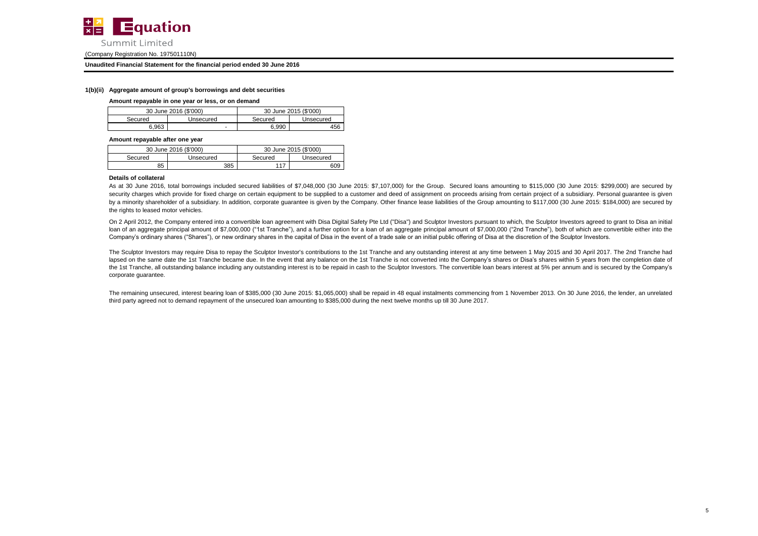Equation Summit Limited

(Company Registration No. 197501110N)

**Unaudited Financial Statement for the financial period ended 30 June 2016**

**1(b)(ii) Aggregate amount of group's borrowings and debt securities**

**Amount repayable in one year or less, or on demand**

| 30 June 2016 ($'000) | | 30 June 2015 ($'000) | |
|---|---|---|---|
| Secured | Unsecured | Secured | Unsecured |
| 6,963 | - | 6,990 | 456 |

**Amount repayable after one year**

| 30 June 2016 ($'000) | | 30 June 2015 ($'000) | |
|---|---|---|---|
| Secured | Unsecured | Secured | Unsecured |
| 85 | 385 | 117 | 609 |

**Details of collateral**

As at 30 June 2016, total borrowings included secured liabilities of $7,048,000 (30 June 2015: $7,107,000) for the Group. Secured loans amounting to $115,000 (30 June 2015: $299,000) are secured by security charges which provide for fixed charge on certain equipment to be supplied to a customer and deed of assignment on proceeds arising from certain project of a subsidiary. Personal guarantee is given by a minority shareholder of a subsidiary. In addition, corporate guarantee is given by the Company. Other finance lease liabilities of the Group amounting to $117,000 (30 June 2015: $184,000) are secured by the rights to leased motor vehicles.

On 2 April 2012, the Company entered into a convertible loan agreement with Disa Digital Safety Pte Ltd ("Disa") and Sculptor Investors pursuant to which, the Sculptor Investors agreed to grant to Disa an initial loan of an aggregate principal amount of $7,000,000 ("1st Tranche"), and a further option for a loan of an aggregate principal amount of $7,000,000 ("2nd Tranche"), both of which are convertible either into the Company's ordinary shares ("Shares"), or new ordinary shares in the capital of Disa in the event of a trade sale or an initial public offering of Disa at the discretion of the Sculptor Investors.

The Sculptor Investors may require Disa to repay the Sculptor Investor's contributions to the 1st Tranche and any outstanding interest at any time between 1 May 2015 and 30 April 2017. The 2nd Tranche had lapsed on the same date the 1st Tranche became due. In the event that any balance on the 1st Tranche is not converted into the Company's shares or Disa's shares within 5 years from the completion date of the 1st Tranche, all outstanding balance including any outstanding interest is to be repaid in cash to the Sculptor Investors. The convertible loan bears interest at 5% per annum and is secured by the Company's corporate guarantee.

The remaining unsecured, interest bearing loan of $385,000 (30 June 2015: $1,065,000) shall be repaid in 48 equal instalments commencing from 1 November 2013. On 30 June 2016, the lender, an unrelated third party agreed not to demand repayment of the unsecured loan amounting to $385,000 during the next twelve months up till 30 June 2017.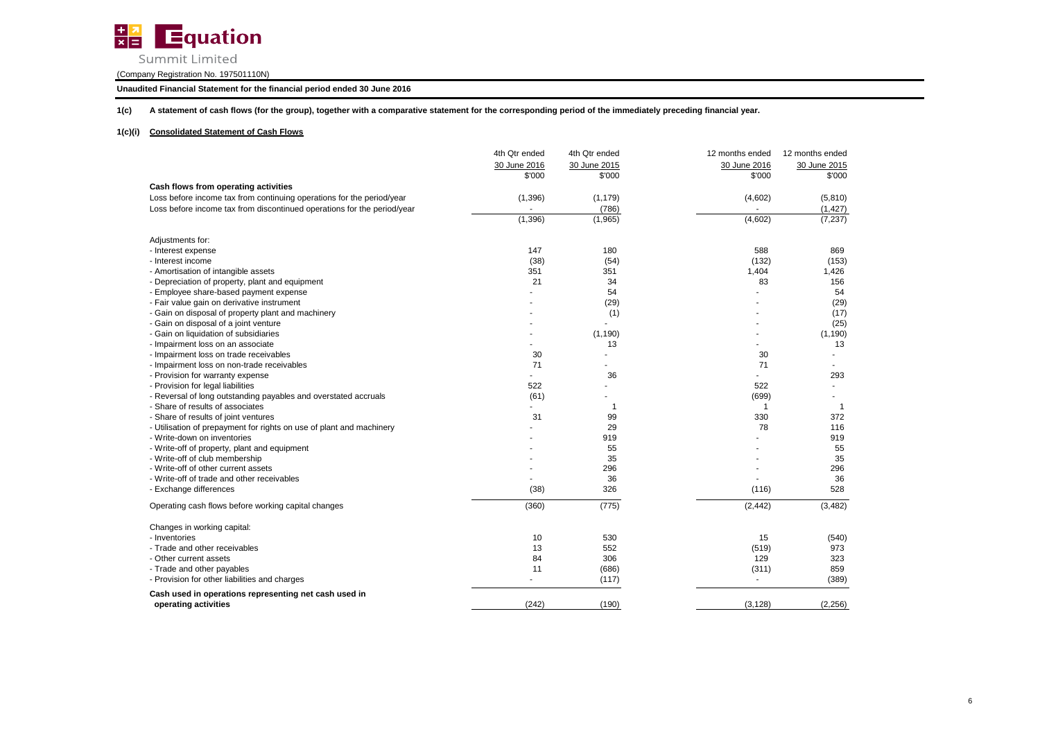**Equation Summit Limited**

(Company Registration No. 197501110N)

**Unaudited Financial Statement for the financial period ended 30 June 2016**

**1(c) A statement of cash flows (for the group), together with a comparative statement for the corresponding period of the immediately preceding financial year.**

**1(c)(i) Consolidated Statement of Cash Flows**

| | 4th Qtr ended 30 June 2016 $'000 | 4th Qtr ended 30 June 2015 $'000 | 12 months ended 30 June 2016 $'000 | 12 months ended 30 June 2015 $'000 |
|---|---|---|---|---|
| **Cash flows from operating activities** | | | | |
| Loss before income tax from continuing operations for the period/year | (1,396) | (1,179) | (4,602) | (5,810) |
| Loss before income tax from discontinued operations for the period/year | - | (786) | - | (1,427) |
| | (1,396) | (1,965) | (4,602) | (7,237) |
| Adjustments for: | | | | |
| - Interest expense | 147 | 180 | 588 | 869 |
| - Interest income | (38) | (54) | (132) | (153) |
| - Amortisation of intangible assets | 351 | 351 | 1,404 | 1,426 |
| - Depreciation of property, plant and equipment | 21 | 34 | 83 | 156 |
| - Employee share-based payment expense | - | 54 | - | 54 |
| - Fair value gain on derivative instrument | - | (29) | - | (29) |
| - Gain on disposal of property plant and machinery | - | (1) | - | (17) |
| - Gain on disposal of a joint venture | - | - | - | (25) |
| - Gain on liquidation of subsidiaries | - | (1,190) | - | (1,190) |
| - Impairment loss on an associate | - | 13 | - | 13 |
| - Impairment loss on trade receivables | 30 | - | 30 | - |
| - Impairment loss on non-trade receivables | 71 | - | 71 | - |
| - Provision for warranty expense | - | 36 | - | 293 |
| - Provision for legal liabilities | 522 | - | 522 | - |
| - Reversal of long outstanding payables and overstated accruals | (61) | - | (699) | - |
| - Share of results of associates | - | 1 | 1 | 1 |
| - Share of results of joint ventures | 31 | 99 | 330 | 372 |
| - Utilisation of prepayment for rights on use of plant and machinery | - | 29 | 78 | 116 |
| - Write-down on inventories | - | 919 | - | 919 |
| - Write-off of property, plant and equipment | - | 55 | - | 55 |
| - Write-off of club membership | - | 35 | - | 35 |
| - Write-off of other current assets | - | 296 | - | 296 |
| - Write-off of trade and other receivables | - | 36 | - | 36 |
| - Exchange differences | (38) | 326 | (116) | 528 |
| Operating cash flows before working capital changes | (360) | (775) | (2,442) | (3,482) |
| Changes in working capital: | | | | |
| - Inventories | 10 | 530 | 15 | (540) |
| - Trade and other receivables | 13 | 552 | (519) | 973 |
| - Other current assets | 84 | 306 | 129 | 323 |
| - Trade and other payables | 11 | (686) | (311) | 859 |
| - Provision for other liabilities and charges | - | (117) | - | (389) |
| **Cash used in operations representing net cash used in operating activities** | (242) | (190) | (3,128) | (2,256) |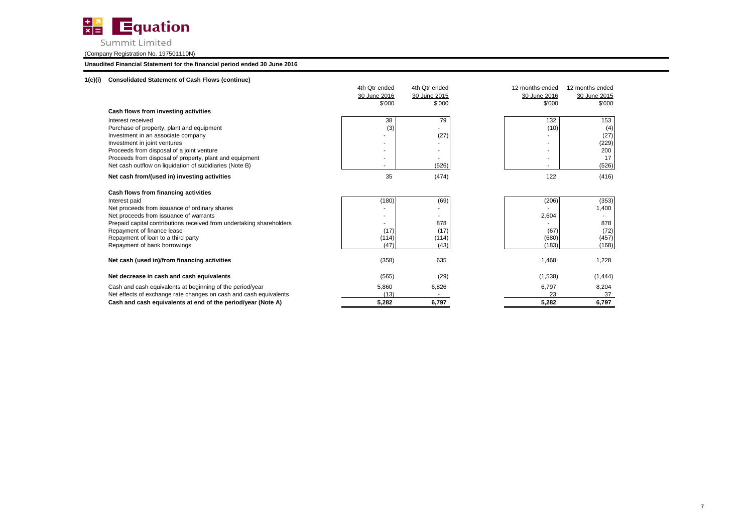**Equation Summit Limited**

(Company Registration No. 197501110N)

**Unaudited Financial Statement for the financial period ended 30 June 2016**

**1(c)(i) Consolidated Statement of Cash Flows (continue)**

| | 4th Qtr ended 30 June 2016 $'000 | 4th Qtr ended 30 June 2015 $'000 | 12 months ended 30 June 2016 $'000 | 12 months ended 30 June 2015 $'000 |
|---|---|---|---|---|
| **Cash flows from investing activities** | | | | |
| Interest received | 38 | 79 | 132 | 153 |
| Purchase of property, plant and equipment | (3) | - | (10) | (4) |
| Investment in an associate company | - | (27) | - | (27) |
| Investment in joint ventures | - | - | - | (229) |
| Proceeds from disposal of a joint venture | - | - | - | 200 |
| Proceeds from disposal of property, plant and equipment | - | - | - | 17 |
| Net cash outflow on liquidation of subidiaries (Note B) | - | (526) | - | (526) |
| **Net cash from/(used in) investing activities** | 35 | (474) | 122 | (416) |
| **Cash flows from financing activities** | | | | |
| Interest paid | (180) | (69) | (206) | (353) |
| Net proceeds from issuance of ordinary shares | - | - | - | 1,400 |
| Net proceeds from issuance of warrants | - | - | 2,604 | - |
| Prepaid capital contributions received from undertaking shareholders | - | 878 | - | 878 |
| Repayment of finance lease | (17) | (17) | (67) | (72) |
| Repayment of loan to a third party | (114) | (114) | (680) | (457) |
| Repayment of bank borrowings | (47) | (43) | (183) | (168) |
| **Net cash (used in)/from financing activities** | (358) | 635 | 1,468 | 1,228 |
| **Net decrease in cash and cash equivalents** | (565) | (29) | (1,538) | (1,444) |
| Cash and cash equivalents at beginning of the period/year | 5,860 | 6,826 | 6,797 | 8,204 |
| Net effects of exchange rate changes on cash and cash equivalents | (13) | - | 23 | 37 |
| **Cash and cash equivalents at end of the period/year (Note A)** | **5,282** | **6,797** | **5,282** | **6,797** |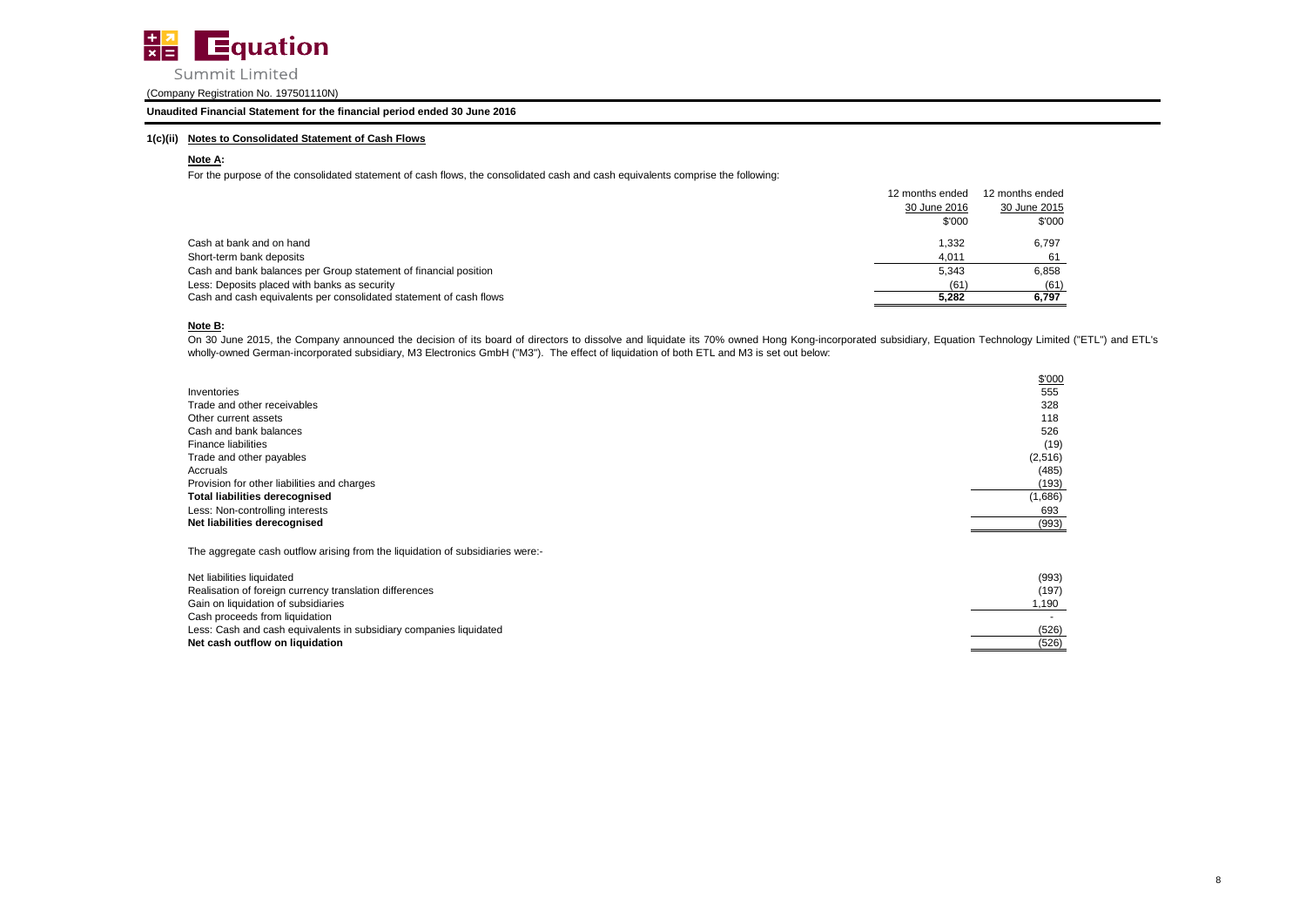**Unaudited Financial Statement for the financial period ended 30 June 2016**

### 1(c)(ii) Notes to Consolidated Statement of Cash Flows

**Note A:**

For the purpose of the consolidated statement of cash flows, the consolidated cash and cash equivalents comprise the following:

| | 12 months ended 30 June 2016 | 12 months ended 30 June 2015 |
|---|---|---|
| | $'000 | $'000 |
| Cash at bank and on hand | 1,332 | 6,797 |
| Short-term bank deposits | 4,011 | 61 |
| Cash and bank balances per Group statement of financial position | 5,343 | 6,858 |
| Less: Deposits placed with banks as security | (61) | (61) |
| Cash and cash equivalents per consolidated statement of cash flows | **5,282** | **6,797** |

**Note B:**

On 30 June 2015, the Company announced the decision of its board of directors to dissolve and liquidate its 70% owned Hong Kong-incorporated subsidiary, Equation Technology Limited ("ETL") and ETL's wholly-owned German-incorporated subsidiary, M3 Electronics GmbH ("M3"). The effect of liquidation of both ETL and M3 is set out below:

| | $'000 |
|---|---|
| Inventories | 555 |
| Trade and other receivables | 328 |
| Other current assets | 118 |
| Cash and bank balances | 526 |
| Finance liabilities | (19) |
| Trade and other payables | (2,516) |
| Accruals | (485) |
| Provision for other liabilities and charges | (193) |
| **Total liabilities derecognised** | (1,686) |
| Less: Non-controlling interests | 693 |
| **Net liabilities derecognised** | (993) |

The aggregate cash outflow arising from the liquidation of subsidiaries were:-

| | |
|---|---|
| Net liabilities liquidated | (993) |
| Realisation of foreign currency translation differences | (197) |
| Gain on liquidation of subsidiaries | 1,190 |
| Cash proceeds from liquidation | - |
| Less: Cash and cash equivalents in subsidiary companies liquidated | (526) |
| **Net cash outflow on liquidation** | (526) |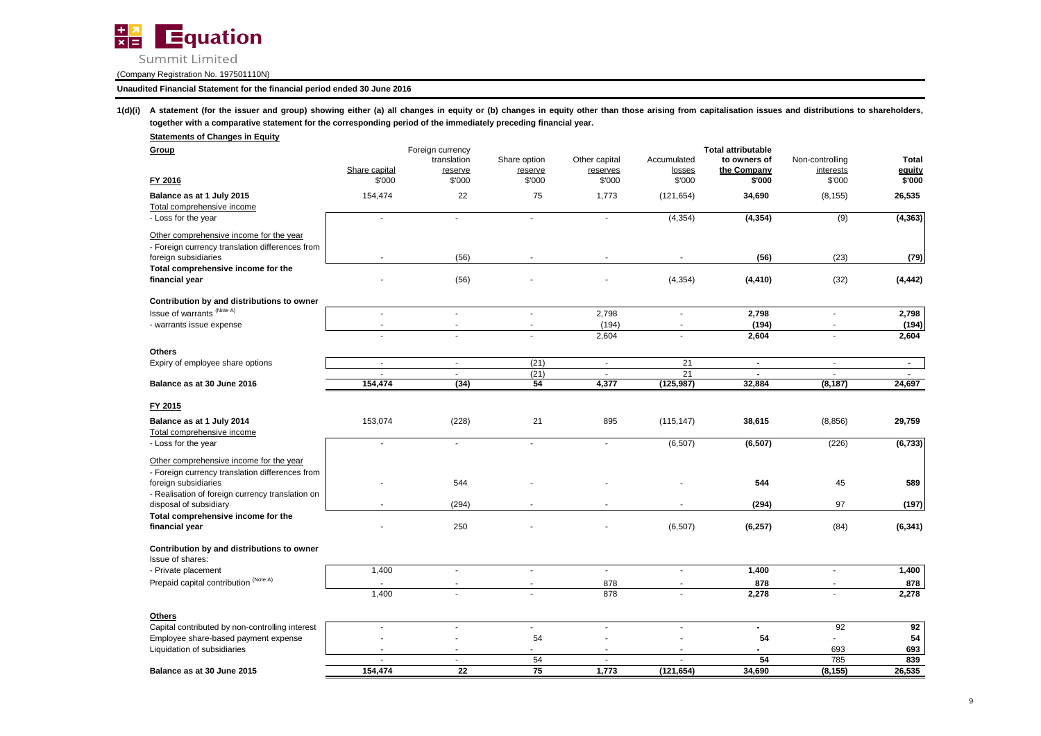**Equation Summit Limited**

(Company Registration No. 197501110N)

**Unaudited Financial Statement for the financial period ended 30 June 2016**

**1(d)(i) A statement (for the issuer and group) showing either (a) all changes in equity or (b) changes in equity other than those arising from capitalisation issues and distributions to shareholders, together with a comparative statement for the corresponding period of the immediately preceding financial year.**

**Statements of Changes in Equity**

| **Group** | Share capital | Foreign currency translation reserve | Share option reserve | Other capital reserves | Accumulated losses | **Total attributable to owners of the Company** | Non-controlling interests | **Total equity** |
|---|---|---|---|---|---|---|---|---|
| **FY 2016** | $'000 | $'000 | $'000 | $'000 | $'000 | **$'000** | $'000 | **$'000** |
| **Balance as at 1 July 2015** | 154,474 | 22 | 75 | 1,773 | (121,654) | **34,690** | (8,155) | **26,535** |
| Total comprehensive income | | | | | | | | |
| - Loss for the year | - | - | - | - | (4,354) | **(4,354)** | (9) | **(4,363)** |
| Other comprehensive income for the year | | | | | | | | |
| - Foreign currency translation differences from foreign subsidiaries | - | (56) | - | - | - | **(56)** | (23) | **(79)** |
| **Total comprehensive income for the financial year** | - | (56) | - | - | (4,354) | **(4,410)** | (32) | **(4,442)** |
| **Contribution by and distributions to owner** | | | | | | | | |
| Issue of warrants (Note A) | - | - | - | 2,798 | - | **2,798** | - | **2,798** |
| - warrants issue expense | - | - | - | (194) | - | **(194)** | - | **(194)** |
| | - | - | - | 2,604 | - | **2,604** | - | **2,604** |
| **Others** | | | | | | | | |
| Expiry of employee share options | - | - | (21) | - | 21 | **-** | - | **-** |
| | - | - | (21) | - | 21 | **-** | - | **-** |
| **Balance as at 30 June 2016** | **154,474** | **(34)** | **54** | **4,377** | **(125,987)** | **32,884** | **(8,187)** | **24,697** |
| **FY 2015** | | | | | | | | |
| **Balance as at 1 July 2014** | 153,074 | (228) | 21 | 895 | (115,147) | **38,615** | (8,856) | **29,759** |
| Total comprehensive income | | | | | | | | |
| - Loss for the year | - | - | - | - | (6,507) | **(6,507)** | (226) | **(6,733)** |
| Other comprehensive income for the year | | | | | | | | |
| - Foreign currency translation differences from foreign subsidiaries | - | 544 | - | - | - | **544** | 45 | **589** |
| - Realisation of foreign currency translation on disposal of subsidiary | - | (294) | - | - | - | **(294)** | 97 | **(197)** |
| **Total comprehensive income for the financial year** | - | 250 | - | - | (6,507) | **(6,257)** | (84) | **(6,341)** |
| **Contribution by and distributions to owner** | | | | | | | | |
| Issue of shares: | | | | | | | | |
| - Private placement | 1,400 | - | - | - | - | **1,400** | - | **1,400** |
| Prepaid capital contribution (Note A) | - | - | - | 878 | - | **878** | - | **878** |
| | 1,400 | - | - | 878 | - | **2,278** | - | **2,278** |
| **Others** | | | | | | | | |
| Capital contributed by non-controlling interest | - | - | - | - | - | **-** | 92 | **92** |
| Employee share-based payment expense | - | - | 54 | - | - | **54** | - | **54** |
| Liquidation of subsidiaries | - | - | - | - | - | **-** | 693 | **693** |
| | - | - | 54 | - | - | **54** | 785 | **839** |
| **Balance as at 30 June 2015** | **154,474** | **22** | **75** | **1,773** | **(121,654)** | **34,690** | **(8,155)** | **26,535** |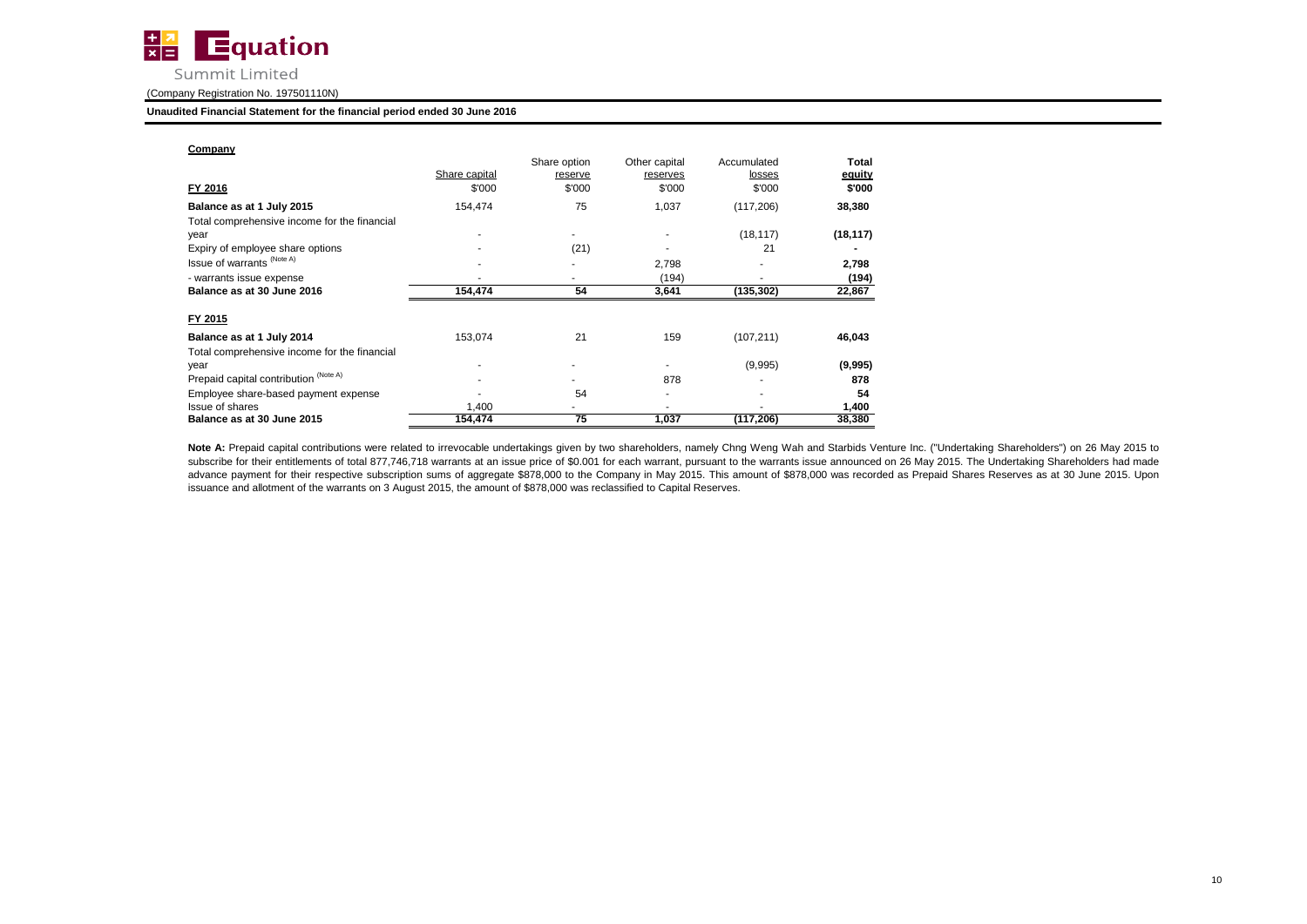**Company**

| FY 2016 | Share capital<br>$'000 | Share option reserve<br>$'000 | Other capital reserves<br>$'000 | Accumulated losses<br>$'000 | **Total equity<br>$'000** |
|---|---|---|---|---|---|
| **Balance as at 1 July 2015** | 154,474 | 75 | 1,037 | (117,206) | **38,380** |
| Total comprehensive income for the financial year | - | - | - | (18,117) | **(18,117)** |
| Expiry of employee share options | - | (21) | - | 21 | **-** |
| Issue of warrants (Note A) | - | - | 2,798 | - | **2,798** |
| - warrants issue expense | - | - | (194) | - | **(194)** |
| **Balance as at 30 June 2016** | **154,474** | **54** | **3,641** | **(135,302)** | **22,867** |
| **FY 2015** | | | | | |
| **Balance as at 1 July 2014** | 153,074 | 21 | 159 | (107,211) | **46,043** |
| Total comprehensive income for the financial year | - | - | - | (9,995) | **(9,995)** |
| Prepaid capital contribution (Note A) | - | - | 878 | - | **878** |
| Employee share-based payment expense | - | 54 | - | - | **54** |
| Issue of shares | 1,400 | - | - | - | **1,400** |
| **Balance as at 30 June 2015** | **154,474** | **75** | **1,037** | **(117,206)** | **38,380** |

**Note A:** Prepaid capital contributions were related to irrevocable undertakings given by two shareholders, namely Chng Weng Wah and Starbids Venture Inc. ("Undertaking Shareholders") on 26 May 2015 to subscribe for their entitlements of total 877,746,718 warrants at an issue price of $0.001 for each warrant, pursuant to the warrants issue announced on 26 May 2015. The Undertaking Shareholders had made advance payment for their respective subscription sums of aggregate $878,000 to the Company in May 2015. This amount of $878,000 was recorded as Prepaid Shares Reserves as at 30 June 2015. Upon issuance and allotment of the warrants on 3 August 2015, the amount of $878,000 was reclassified to Capital Reserves.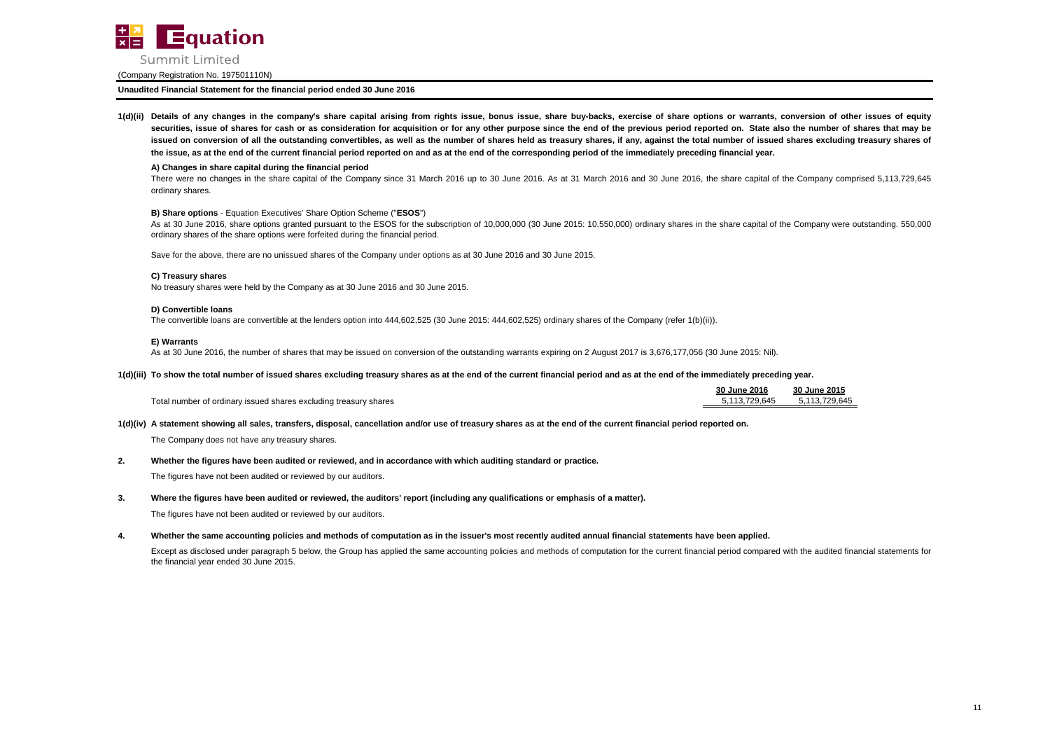Equation Summit Limited

(Company Registration No. 197501110N)

**Unaudited Financial Statement for the financial period ended 30 June 2016**

**1(d)(ii) Details of any changes in the company's share capital arising from rights issue, bonus issue, share buy-backs, exercise of share options or warrants, conversion of other issues of equity securities, issue of shares for cash or as consideration for acquisition or for any other purpose since the end of the previous period reported on. State also the number of shares that may be issued on conversion of all the outstanding convertibles, as well as the number of shares held as treasury shares, if any, against the total number of issued shares excluding treasury shares of the issue, as at the end of the current financial period reported on and as at the end of the corresponding period of the immediately preceding financial year.**

**A) Changes in share capital during the financial period**

There were no changes in the share capital of the Company since 31 March 2016 up to 30 June 2016. As at 31 March 2016 and 30 June 2016, the share capital of the Company comprised 5,113,729,645 ordinary shares.

**B) Share options** - Equation Executives' Share Option Scheme ("**ESOS**")

As at 30 June 2016, share options granted pursuant to the ESOS for the subscription of 10,000,000 (30 June 2015: 10,550,000) ordinary shares in the share capital of the Company were outstanding. 550,000 ordinary shares of the share options were forfeited during the financial period.

Save for the above, there are no unissued shares of the Company under options as at 30 June 2016 and 30 June 2015.

**C) Treasury shares**

No treasury shares were held by the Company as at 30 June 2016 and 30 June 2015.

**D) Convertible loans**

The convertible loans are convertible at the lenders option into 444,602,525 (30 June 2015: 444,602,525) ordinary shares of the Company (refer 1(b)(ii)).

**E) Warrants**

As at 30 June 2016, the number of shares that may be issued on conversion of the outstanding warrants expiring on 2 August 2017 is 3,676,177,056 (30 June 2015: Nil).

**1(d)(iii) To show the total number of issued shares excluding treasury shares as at the end of the current financial period and as at the end of the immediately preceding year.**

| | 30 June 2016 | 30 June 2015 |
|---|---|---|
| Total number of ordinary issued shares excluding treasury shares | 5,113,729,645 | 5,113,729,645 |

**1(d)(iv) A statement showing all sales, transfers, disposal, cancellation and/or use of treasury shares as at the end of the current financial period reported on.**

The Company does not have any treasury shares.

**2. Whether the figures have been audited or reviewed, and in accordance with which auditing standard or practice.**

The figures have not been audited or reviewed by our auditors.

**3. Where the figures have been audited or reviewed, the auditors' report (including any qualifications or emphasis of a matter).**

The figures have not been audited or reviewed by our auditors.

**4. Whether the same accounting policies and methods of computation as in the issuer's most recently audited annual financial statements have been applied.**

Except as disclosed under paragraph 5 below, the Group has applied the same accounting policies and methods of computation for the current financial period compared with the audited financial statements for the financial year ended 30 June 2015.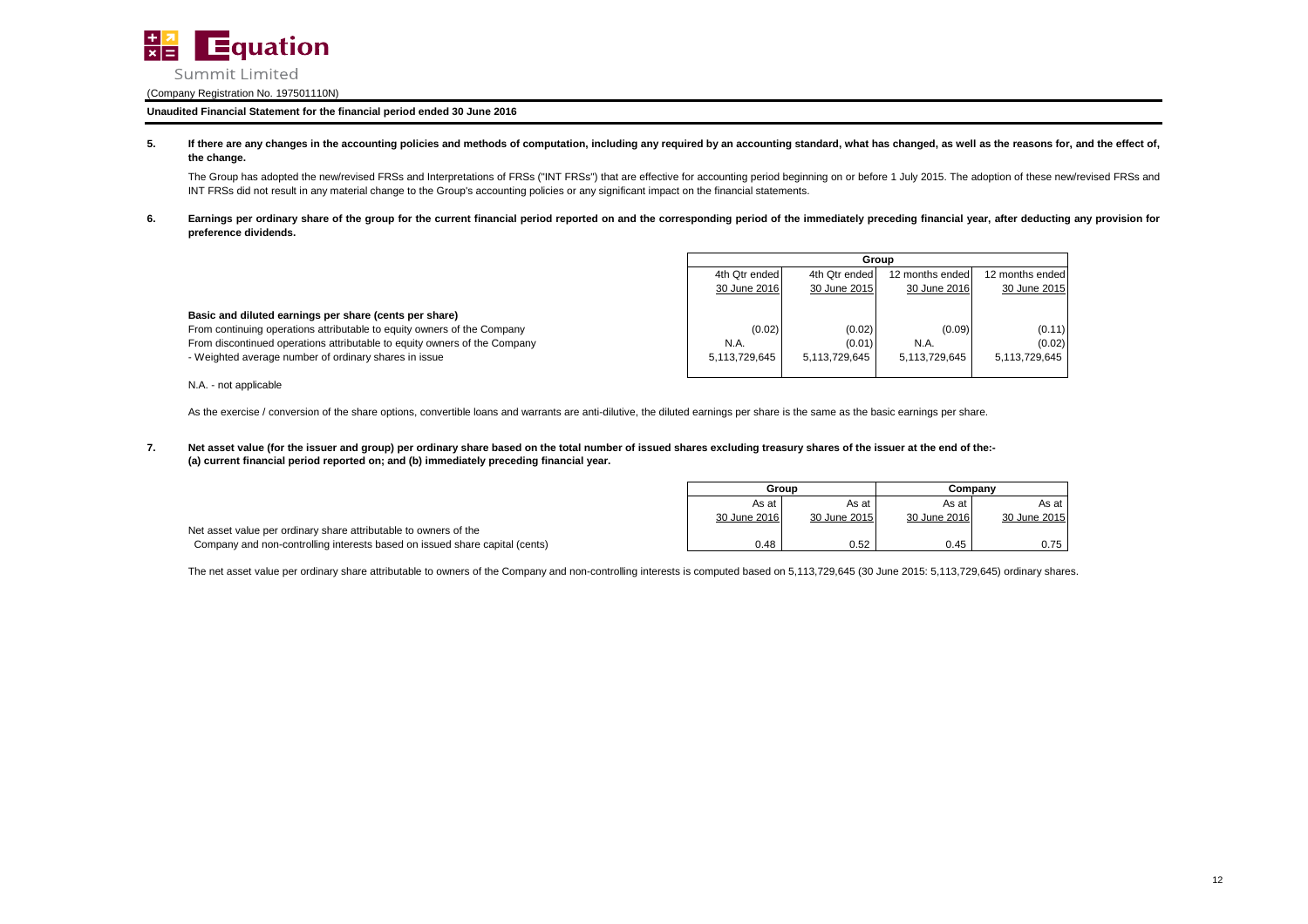**Equation Summit Limited**

(Company Registration No. 197501110N)

**Unaudited Financial Statement for the financial period ended 30 June 2016**

**5. If there are any changes in the accounting policies and methods of computation, including any required by an accounting standard, what has changed, as well as the reasons for, and the effect of, the change.**

The Group has adopted the new/revised FRSs and Interpretations of FRSs ("INT FRSs") that are effective for accounting period beginning on or before 1 July 2015. The adoption of these new/revised FRSs and INT FRSs did not result in any material change to the Group's accounting policies or any significant impact on the financial statements.

**6. Earnings per ordinary share of the group for the current financial period reported on and the corresponding period of the immediately preceding financial year, after deducting any provision for preference dividends.**

| | Group | | | |
|---|---|---|---|---|
| | 4th Qtr ended 30 June 2016 | 4th Qtr ended 30 June 2015 | 12 months ended 30 June 2016 | 12 months ended 30 June 2015 |
| **Basic and diluted earnings per share (cents per share)** | | | | |
| From continuing operations attributable to equity owners of the Company | (0.02) | (0.02) | (0.09) | (0.11) |
| From discontinued operations attributable to equity owners of the Company | N.A. | (0.01) | N.A. | (0.02) |
| - Weighted average number of ordinary shares in issue | 5,113,729,645 | 5,113,729,645 | 5,113,729,645 | 5,113,729,645 |

N.A. - not applicable

As the exercise / conversion of the share options, convertible loans and warrants are anti-dilutive, the diluted earnings per share is the same as the basic earnings per share.

**7. Net asset value (for the issuer and group) per ordinary share based on the total number of issued shares excluding treasury shares of the issuer at the end of the:-**
**(a) current financial period reported on; and (b) immediately preceding financial year.**

| | Group | | Company | |
|---|---|---|---|---|
| | As at 30 June 2016 | As at 30 June 2015 | As at 30 June 2016 | As at 30 June 2015 |
| Net asset value per ordinary share attributable to owners of the Company and non-controlling interests based on issued share capital (cents) | 0.48 | 0.52 | 0.45 | 0.75 |

The net asset value per ordinary share attributable to owners of the Company and non-controlling interests is computed based on 5,113,729,645 (30 June 2015: 5,113,729,645) ordinary shares.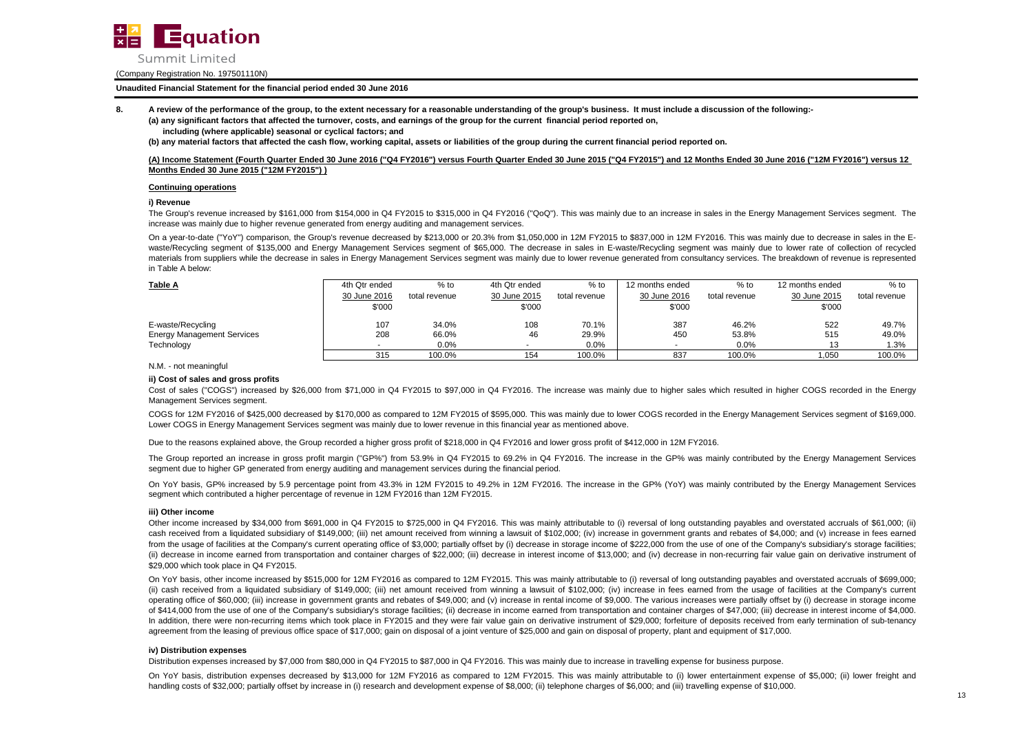**Unaudited Financial Statement for the financial period ended 30 June 2016**

**8. A review of the performance of the group, to the extent necessary for a reasonable understanding of the group's business. It must include a discussion of the following:-**
**(a) any significant factors that affected the turnover, costs, and earnings of the group for the current financial period reported on, including (where applicable) seasonal or cyclical factors; and**
**(b) any material factors that affected the cash flow, working capital, assets or liabilities of the group during the current financial period reported on.**

**(A) Income Statement (Fourth Quarter Ended 30 June 2016 ("Q4 FY2016") versus Fourth Quarter Ended 30 June 2015 ("Q4 FY2015") and 12 Months Ended 30 June 2016 ("12M FY2016") versus 12 Months Ended 30 June 2015 ("12M FY2015") )**

**Continuing operations**

**i) Revenue**

The Group's revenue increased by $161,000 from $154,000 in Q4 FY2015 to $315,000 in Q4 FY2016 ("QoQ"). This was mainly due to an increase in sales in the Energy Management Services segment. The increase was mainly due to higher revenue generated from energy auditing and management services.

On a year-to-date ("YoY") comparison, the Group's revenue decreased by $213,000 or 20.3% from $1,050,000 in 12M FY2015 to $837,000 in 12M FY2016. This was mainly due to decrease in sales in the E-waste/Recycling segment of $135,000 and Energy Management Services segment of $65,000. The decrease in sales in E-waste/Recycling segment was mainly due to lower rate of collection of recycled materials from suppliers while the decrease in sales in Energy Management Services segment was mainly due to lower revenue generated from consultancy services. The breakdown of revenue is represented in Table A below:

| **Table A** | 4th Qtr ended 30 June 2016 $'000 | % to total revenue | 4th Qtr ended 30 June 2015 $'000 | % to total revenue | 12 months ended 30 June 2016 $'000 | % to total revenue | 12 months ended 30 June 2015 $'000 | % to total revenue |
|---|---|---|---|---|---|---|---|---|
| E-waste/Recycling | 107 | 34.0% | 108 | 70.1% | 387 | 46.2% | 522 | 49.7% |
| Energy Management Services | 208 | 66.0% | 46 | 29.9% | 450 | 53.8% | 515 | 49.0% |
| Technology | - | 0.0% | - | 0.0% | - | 0.0% | 13 | 1.3% |
| | 315 | 100.0% | 154 | 100.0% | 837 | 100.0% | 1,050 | 100.0% |

N.M. - not meaningful

**ii) Cost of sales and gross profits**

Cost of sales ("COGS") increased by $26,000 from $71,000 in Q4 FY2015 to $97,000 in Q4 FY2016. The increase was mainly due to higher sales which resulted in higher COGS recorded in the Energy Management Services segment.

COGS for 12M FY2016 of $425,000 decreased by $170,000 as compared to 12M FY2015 of $595,000. This was mainly due to lower COGS recorded in the Energy Management Services segment of $169,000. Lower COGS in Energy Management Services segment was mainly due to lower revenue in this financial year as mentioned above.

Due to the reasons explained above, the Group recorded a higher gross profit of $218,000 in Q4 FY2016 and lower gross profit of $412,000 in 12M FY2016.

The Group reported an increase in gross profit margin ("GP%") from 53.9% in Q4 FY2015 to 69.2% in Q4 FY2016. The increase in the GP% was mainly contributed by the Energy Management Services segment due to higher GP generated from energy auditing and management services during the financial period.

On YoY basis, GP% increased by 5.9 percentage point from 43.3% in 12M FY2015 to 49.2% in 12M FY2016. The increase in the GP% (YoY) was mainly contributed by the Energy Management Services segment which contributed a higher percentage of revenue in 12M FY2016 than 12M FY2015.

**iii) Other income**

Other income increased by $34,000 from $691,000 in Q4 FY2015 to $725,000 in Q4 FY2016. This was mainly attributable to (i) reversal of long outstanding payables and overstated accruals of $61,000; (ii) cash received from a liquidated subsidiary of $149,000; (iii) net amount received from winning a lawsuit of $102,000; (iv) increase in government grants and rebates of $4,000; and (v) increase in fees earned from the usage of facilities at the Company's current operating office of $3,000; partially offset by (i) decrease in storage income of $222,000 from the use of one of the Company's subsidiary's storage facilities; (ii) decrease in income earned from transportation and container charges of $22,000; (iii) decrease in interest income of $13,000; and (iv) decrease in non-recurring fair value gain on derivative instrument of $29,000 which took place in Q4 FY2015.

On YoY basis, other income increased by $515,000 for 12M FY2016 as compared to 12M FY2015. This was mainly attributable to (i) reversal of long outstanding payables and overstated accruals of $699,000; (ii) cash received from a liquidated subsidiary of $149,000; (iii) net amount received from winning a lawsuit of $102,000; (iv) increase in fees earned from the usage of facilities at the Company's current operating office of $60,000; (iii) increase in government grants and rebates of $49,000; and (v) increase in rental income of $9,000. The various increases were partially offset by (i) decrease in storage income of $414,000 from the use of one of the Company's subsidiary's storage facilities; (ii) decrease in income earned from transportation and container charges of $47,000; (iii) decrease in interest income of $4,000. In addition, there were non-recurring items which took place in FY2015 and they were fair value gain on derivative instrument of $29,000; forfeiture of deposits received from early termination of sub-tenancy agreement from the leasing of previous office space of $17,000; gain on disposal of a joint venture of $25,000 and gain on disposal of property, plant and equipment of $17,000.

**iv) Distribution expenses**

Distribution expenses increased by $7,000 from $80,000 in Q4 FY2015 to $87,000 in Q4 FY2016. This was mainly due to increase in travelling expense for business purpose.

On YoY basis, distribution expenses decreased by $13,000 for 12M FY2016 as compared to 12M FY2015. This was mainly attributable to (i) lower entertainment expense of $5,000; (ii) lower freight and handling costs of $32,000; partially offset by increase in (i) research and development expense of $8,000; (ii) telephone charges of $6,000; and (iii) travelling expense of $10,000.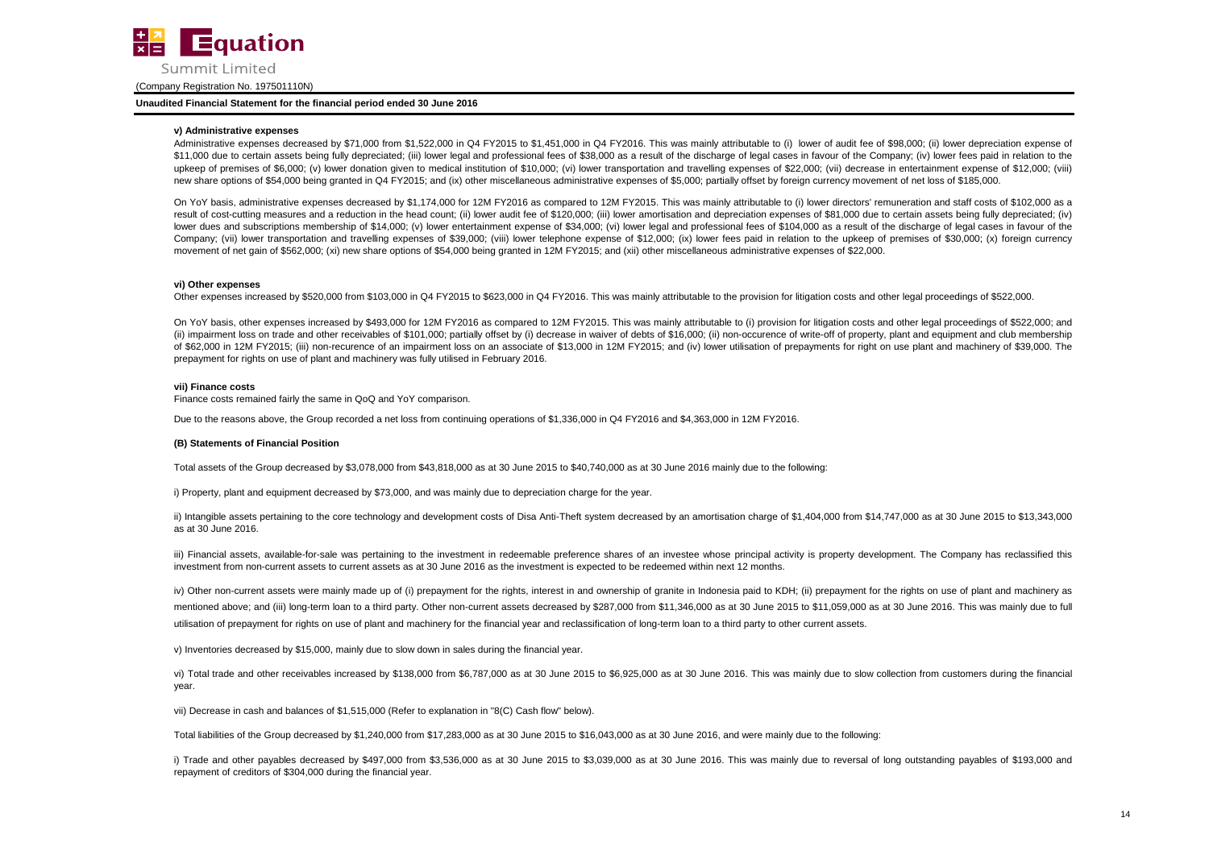#### v) Administrative expenses

Administrative expenses decreased by $71,000 from $1,522,000 in Q4 FY2015 to $1,451,000 in Q4 FY2016. This was mainly attributable to (i) lower of audit fee of $98,000; (ii) lower depreciation expense of $11,000 due to certain assets being fully depreciated; (iii) lower legal and professional fees of $38,000 as a result of the discharge of legal cases in favour of the Company; (iv) lower fees paid in relation to the upkeep of premises of $6,000; (v) lower donation given to medical institution of $10,000; (vi) lower transportation and travelling expenses of $22,000; (vii) decrease in entertainment expense of $12,000; (viii) new share options of $54,000 being granted in Q4 FY2015; and (ix) other miscellaneous administrative expenses of $5,000; partially offset by foreign currency movement of net loss of $185,000.

On YoY basis, administrative expenses decreased by $1,174,000 for 12M FY2016 as compared to 12M FY2015. This was mainly attributable to (i) lower directors' remuneration and staff costs of $102,000 as a result of cost-cutting measures and a reduction in the head count; (ii) lower audit fee of $120,000; (iii) lower amortisation and depreciation expenses of $81,000 due to certain assets being fully depreciated; (iv) lower dues and subscriptions membership of $14,000; (v) lower entertainment expense of $34,000; (vi) lower legal and professional fees of $104,000 as a result of the discharge of legal cases in favour of the Company; (vii) lower transportation and travelling expenses of $39,000; (viii) lower telephone expense of $12,000; (ix) lower fees paid in relation to the upkeep of premises of $30,000; (x) foreign currency movement of net gain of $562,000; (xi) new share options of $54,000 being granted in 12M FY2015; and (xii) other miscellaneous administrative expenses of $22,000.

#### vi) Other expenses

Other expenses increased by $520,000 from $103,000 in Q4 FY2015 to $623,000 in Q4 FY2016. This was mainly attributable to the provision for litigation costs and other legal proceedings of $522,000.

On YoY basis, other expenses increased by $493,000 for 12M FY2016 as compared to 12M FY2015. This was mainly attributable to (i) provision for litigation costs and other legal proceedings of $522,000; and (ii) impairment loss on trade and other receivables of $101,000; partially offset by (i) decrease in waiver of debts of $16,000; (ii) non-occurence of write-off of property, plant and equipment and club membership of $62,000 in 12M FY2015; (iii) non-recurence of an impairment loss on an associate of $13,000 in 12M FY2015; and (iv) lower utilisation of prepayments for right on use plant and machinery of $39,000. The prepayment for rights on use of plant and machinery was fully utilised in February 2016.

#### vii) Finance costs

Finance costs remained fairly the same in QoQ and YoY comparison.

Due to the reasons above, the Group recorded a net loss from continuing operations of $1,336,000 in Q4 FY2016 and $4,363,000 in 12M FY2016.

#### (B) Statements of Financial Position

Total assets of the Group decreased by $3,078,000 from $43,818,000 as at 30 June 2015 to $40,740,000 as at 30 June 2016 mainly due to the following:

i) Property, plant and equipment decreased by $73,000, and was mainly due to depreciation charge for the year.

ii) Intangible assets pertaining to the core technology and development costs of Disa Anti-Theft system decreased by an amortisation charge of $1,404,000 from $14,747,000 as at 30 June 2015 to $13,343,000 as at 30 June 2016.

iii) Financial assets, available-for-sale was pertaining to the investment in redeemable preference shares of an investee whose principal activity is property development. The Company has reclassified this investment from non-current assets to current assets as at 30 June 2016 as the investment is expected to be redeemed within next 12 months.

iv) Other non-current assets were mainly made up of (i) prepayment for the rights, interest in and ownership of granite in Indonesia paid to KDH; (ii) prepayment for the rights on use of plant and machinery as mentioned above; and (iii) long-term loan to a third party. Other non-current assets decreased by $287,000 from $11,346,000 as at 30 June 2015 to $11,059,000 as at 30 June 2016. This was mainly due to full utilisation of prepayment for rights on use of plant and machinery for the financial year and reclassification of long-term loan to a third party to other current assets.

v) Inventories decreased by $15,000, mainly due to slow down in sales during the financial year.

vi) Total trade and other receivables increased by $138,000 from $6,787,000 as at 30 June 2015 to $6,925,000 as at 30 June 2016. This was mainly due to slow collection from customers during the financial year.

vii) Decrease in cash and balances of $1,515,000 (Refer to explanation in "8(C) Cash flow" below).

Total liabilities of the Group decreased by $1,240,000 from $17,283,000 as at 30 June 2015 to $16,043,000 as at 30 June 2016, and were mainly due to the following:

i) Trade and other payables decreased by $497,000 from $3,536,000 as at 30 June 2015 to $3,039,000 as at 30 June 2016. This was mainly due to reversal of long outstanding payables of $193,000 and repayment of creditors of $304,000 during the financial year.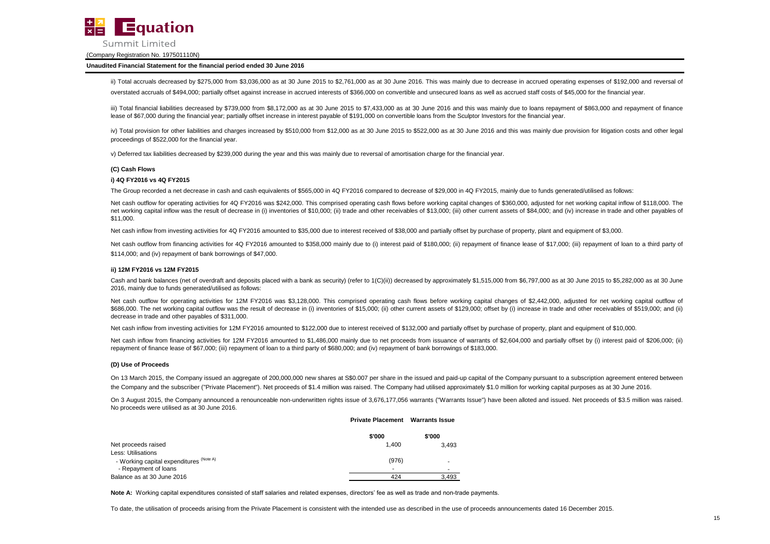ii) Total accruals decreased by $275,000 from $3,036,000 as at 30 June 2015 to $2,761,000 as at 30 June 2016. This was mainly due to decrease in accrued operating expenses of $192,000 and reversal of overstated accruals of $494,000; partially offset against increase in accrued interests of $366,000 on convertible and unsecured loans as well as accrued staff costs of $45,000 for the financial year.

iii) Total financial liabilities decreased by $739,000 from $8,172,000 as at 30 June 2015 to $7,433,000 as at 30 June 2016 and this was mainly due to loans repayment of $863,000 and repayment of finance lease of $67,000 during the financial year; partially offset increase in interest payable of $191,000 on convertible loans from the Sculptor Investors for the financial year.

iv) Total provision for other liabilities and charges increased by $510,000 from $12,000 as at 30 June 2015 to $522,000 as at 30 June 2016 and this was mainly due provision for litigation costs and other legal proceedings of $522,000 for the financial year.

v) Deferred tax liabilities decreased by $239,000 during the year and this was mainly due to reversal of amortisation charge for the financial year.

**(C) Cash Flows**

**i) 4Q FY2016 vs 4Q FY2015**

The Group recorded a net decrease in cash and cash equivalents of $565,000 in 4Q FY2016 compared to decrease of $29,000 in 4Q FY2015, mainly due to funds generated/utilised as follows:

Net cash outflow for operating activities for 4Q FY2016 was $242,000. This comprised operating cash flows before working capital changes of $360,000, adjusted for net working capital inflow of $118,000. The net working capital inflow was the result of decrease in (i) inventories of $10,000; (ii) trade and other receivables of $13,000; (iii) other current assets of $84,000; and (iv) increase in trade and other payables of $11,000.

Net cash inflow from investing activities for 4Q FY2016 amounted to $35,000 due to interest received of $38,000 and partially offset by purchase of property, plant and equipment of $3,000.

Net cash outflow from financing activities for 4Q FY2016 amounted to $358,000 mainly due to (i) interest paid of $180,000; (ii) repayment of finance lease of $17,000; (iii) repayment of loan to a third party of $114,000; and (iv) repayment of bank borrowings of $47,000.

**ii) 12M FY2016 vs 12M FY2015**

Cash and bank balances (net of overdraft and deposits placed with a bank as security) (refer to 1(C)(ii)) decreased by approximately $1,515,000 from $6,797,000 as at 30 June 2015 to $5,282,000 as at 30 June 2016, mainly due to funds generated/utilised as follows:

Net cash outflow for operating activities for 12M FY2016 was $3,128,000. This comprised operating cash flows before working capital changes of $2,442,000, adjusted for net working capital outflow of $686,000. The net working capital outflow was the result of decrease in (i) inventories of $15,000; (ii) other current assets of $129,000; offset by (i) increase in trade and other receivables of $519,000; and (ii) decrease in trade and other payables of $311,000.

Net cash inflow from investing activities for 12M FY2016 amounted to $122,000 due to interest received of $132,000 and partially offset by purchase of property, plant and equipment of $10,000.

Net cash inflow from financing activities for 12M FY2016 amounted to $1,486,000 mainly due to net proceeds from issuance of warrants of $2,604,000 and partially offset by (i) interest paid of $206,000; (ii) repayment of finance lease of $67,000; (iii) repayment of loan to a third party of $680,000; and (iv) repayment of bank borrowings of $183,000.

**(D) Use of Proceeds**

On 13 March 2015, the Company issued an aggregate of 200,000,000 new shares at S$0.007 per share in the issued and paid-up capital of the Company pursuant to a subscription agreement entered between the Company and the subscriber ("Private Placement"). Net proceeds of $1.4 million was raised. The Company had utilised approximately $1.0 million for working capital purposes as at 30 June 2016.

On 3 August 2015, the Company announced a renounceable non-underwritten rights issue of 3,676,177,056 warrants ("Warrants Issue") have been alloted and issued. Net proceeds of $3.5 million was raised. No proceeds were utilised as at 30 June 2016.

| | **Private Placement** | **Warrants Issue** |
|---|---|---|
| | **$'000** | **$'000** |
| Net proceeds raised | 1,400 | 3,493 |
| Less: Utilisations | | |
| - Working capital expenditures (Note A) | (976) | - |
| - Repayment of loans | - | - |
| Balance as at 30 June 2016 | 424 | 3,493 |

**Note A:** Working capital expenditures consisted of staff salaries and related expenses, directors' fee as well as trade and non-trade payments.

To date, the utilisation of proceeds arising from the Private Placement is consistent with the intended use as described in the use of proceeds announcements dated 16 December 2015.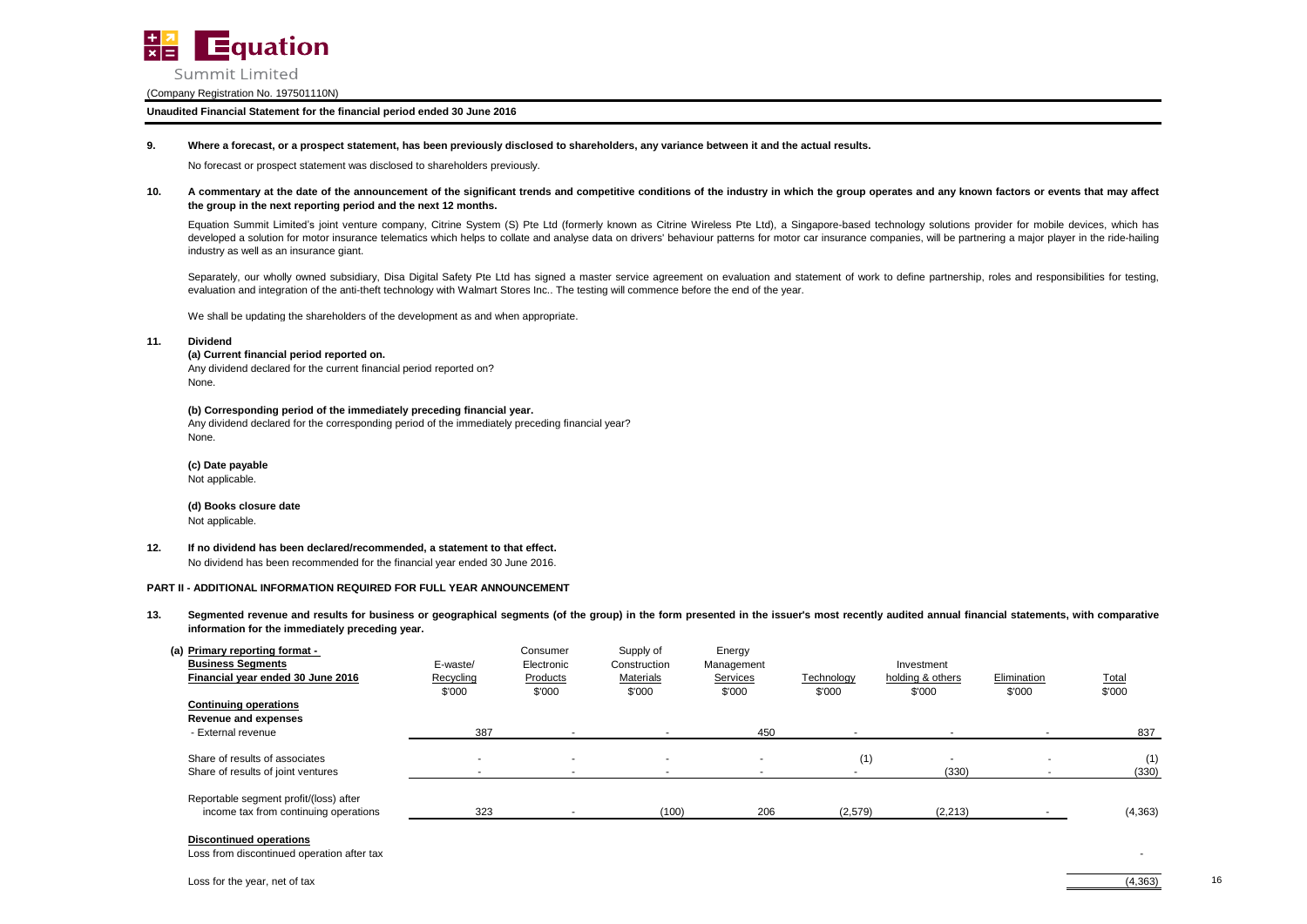**9. Where a forecast, or a prospect statement, has been previously disclosed to shareholders, any variance between it and the actual results.**

No forecast or prospect statement was disclosed to shareholders previously.

**10. A commentary at the date of the announcement of the significant trends and competitive conditions of the industry in which the group operates and any known factors or events that may affect the group in the next reporting period and the next 12 months.**

Equation Summit Limited's joint venture company, Citrine System (S) Pte Ltd (formerly known as Citrine Wireless Pte Ltd), a Singapore-based technology solutions provider for mobile devices, which has developed a solution for motor insurance telematics which helps to collate and analyse data on drivers' behaviour patterns for motor car insurance companies, will be partnering a major player in the ride-hailing industry as well as an insurance giant.

Separately, our wholly owned subsidiary, Disa Digital Safety Pte Ltd has signed a master service agreement on evaluation and statement of work to define partnership, roles and responsibilities for testing, evaluation and integration of the anti-theft technology with Walmart Stores Inc.. The testing will commence before the end of the year.

We shall be updating the shareholders of the development as and when appropriate.

**11. Dividend**

**(a) Current financial period reported on.**

Any dividend declared for the current financial period reported on?

None.

**(b) Corresponding period of the immediately preceding financial year.**

Any dividend declared for the corresponding period of the immediately preceding financial year?

None.

**(c) Date payable**

Not applicable.

**(d) Books closure date**

Not applicable.

**12. If no dividend has been declared/recommended, a statement to that effect.**

No dividend has been recommended for the financial year ended 30 June 2016.

**PART II - ADDITIONAL INFORMATION REQUIRED FOR FULL YEAR ANNOUNCEMENT**

**13. Segmented revenue and results for business or geographical segments (of the group) in the form presented in the issuer's most recently audited annual financial statements, with comparative information for the immediately preceding year.**

| (a) Primary reporting format - Business Segments Financial year ended 30 June 2016 | E-waste/ Recycling $'000 | Consumer Electronic Products $'000 | Supply of Construction Materials $'000 | Energy Management Services $'000 | Technology $'000 | Investment holding & others $'000 | Elimination $'000 | Total $'000 |
|---|---|---|---|---|---|---|---|---|
| **Continuing operations** | | | | | | | | |
| **Revenue and expenses** | | | | | | | | |
| - External revenue | 387 | - | - | 450 | - | - | - | 837 |
| Share of results of associates | - | - | - | - | (1) | - | - | (1) |
| Share of results of joint ventures | - | - | - | - | - | (330) | - | (330) |
| Reportable segment profit/(loss) after income tax from continuing operations | 323 | - | (100) | 206 | (2,579) | (2,213) | - | (4,363) |
| **Discontinued operations** | | | | | | | | |
| Loss from discontinued operation after tax | | | | | | | | - |
| Loss for the year, net of tax | | | | | | | | (4,363) |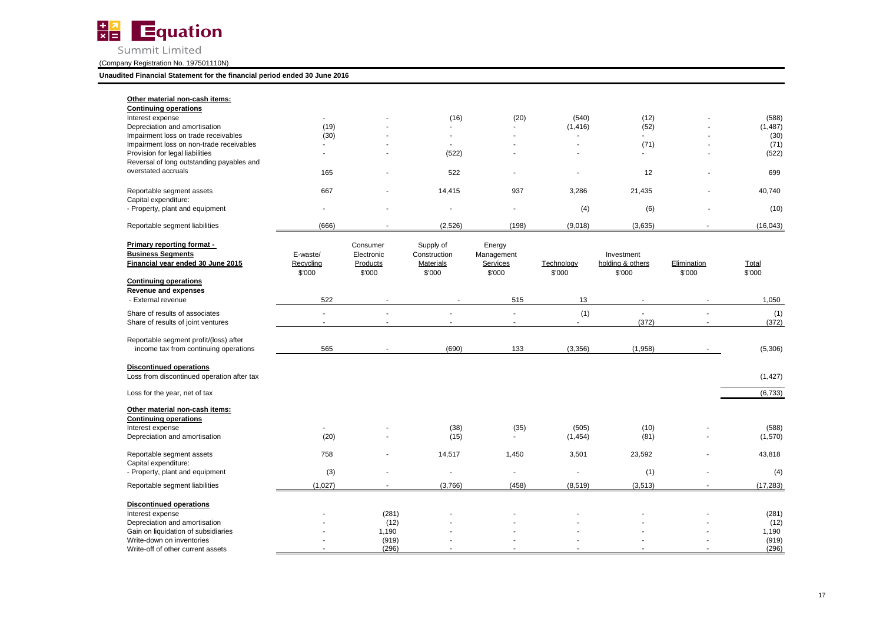**Equation Summit Limited**

(Company Registration No. 197501110N)

**Unaudited Financial Statement for the financial period ended 30 June 2016**

| | E-waste/ Recycling | Consumer Electronic Products | Supply of Construction Materials | Energy Management Services | Technology | Investment holding & others | Elimination | Total |
|---|---|---|---|---|---|---|---|---|
| **Other material non-cash items:** | | | | | | | | |
| **Continuing operations** | | | | | | | | |
| Interest expense | - | - | (16) | (20) | (540) | (12) | - | (588) |
| Depreciation and amortisation | (19) | - | - | - | (1,416) | (52) | - | (1,487) |
| Impairment loss on trade receivables | (30) | - | - | - | - | - | - | (30) |
| Impairment loss on non-trade receivables | - | - | - | - | - | (71) | - | (71) |
| Provision for legal liabilities | - | - | (522) | - | - | - | - | (522) |
| Reversal of long outstanding payables and overstated accruals | 165 | - | 522 | - | - | 12 | - | 699 |
| Reportable segment assets | 667 | - | 14,415 | 937 | 3,286 | 21,435 | - | 40,740 |
| Capital expenditure: | | | | | | | | |
| - Property, plant and equipment | - | - | - | - | (4) | (6) | - | (10) |
| Reportable segment liabilities | (666) | - | (2,526) | (198) | (9,018) | (3,635) | - | (16,043) |

| **Primary reporting format - Business Segments Financial year ended 30 June 2015** | E-waste/ Recycling $'000 | Consumer Electronic Products $'000 | Supply of Construction Materials $'000 | Energy Management Services $'000 | Technology $'000 | Investment holding & others $'000 | Elimination $'000 | Total $'000 |
|---|---|---|---|---|---|---|---|---|
| **Continuing operations** | | | | | | | | |
| **Revenue and expenses** | | | | | | | | |
| - External revenue | 522 | - | - | 515 | 13 | - | - | 1,050 |
| Share of results of associates | - | - | - | - | (1) | - | - | (1) |
| Share of results of joint ventures | - | - | - | - | - | (372) | - | (372) |
| Reportable segment profit/(loss) after income tax from continuing operations | 565 | - | (690) | 133 | (3,356) | (1,958) | - | (5,306) |
| **Discontinued operations** | | | | | | | | |
| Loss from discontinued operation after tax | | | | | | | | (1,427) |
| Loss for the year, net of tax | | | | | | | | (6,733) |
| **Other material non-cash items:** | | | | | | | | |
| **Continuing operations** | | | | | | | | |
| Interest expense | - | - | (38) | (35) | (505) | (10) | - | (588) |
| Depreciation and amortisation | (20) | - | (15) | - | (1,454) | (81) | - | (1,570) |
| Reportable segment assets | 758 | - | 14,517 | 1,450 | 3,501 | 23,592 | - | 43,818 |
| Capital expenditure: | | | | | | | | |
| - Property, plant and equipment | (3) | - | - | - | - | (1) | - | (4) |
| Reportable segment liabilities | (1,027) | - | (3,766) | (458) | (8,519) | (3,513) | - | (17,283) |
| **Discontinued operations** | | | | | | | | |
| Interest expense | - | (281) | - | - | - | - | - | (281) |
| Depreciation and amortisation | - | (12) | - | - | - | - | - | (12) |
| Gain on liquidation of subsidiaries | - | 1,190 | - | - | - | - | - | 1,190 |
| Write-down on inventories | - | (919) | - | - | - | - | - | (919) |
| Write-off of other current assets | - | (296) | - | - | - | - | - | (296) |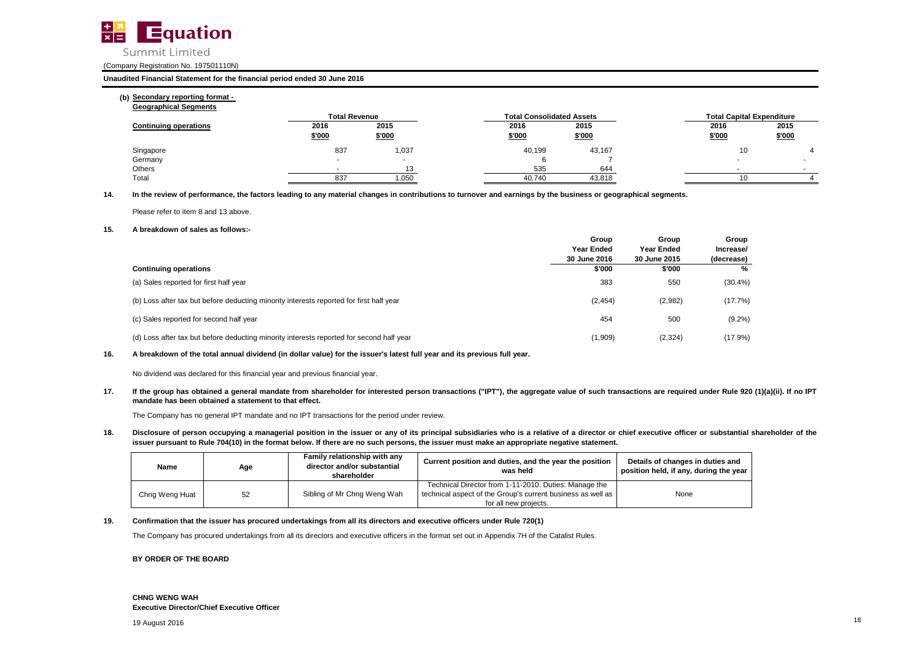**(b) Secondary reporting format - Geographical Segments**

| Continuing operations | Total Revenue | | Total Consolidated Assets | | Total Capital Expenditure | |
|---|---|---|---|---|---|---|
| | 2016 | 2015 | 2016 | 2015 | 2016 | 2015 |
| | $'000 | $'000 | $'000 | $'000 | $'000 | $'000 |
| Singapore | 837 | 1,037 | 40,199 | 43,167 | 10 | 4 |
| Germany | - | - | 6 | 7 | - | - |
| Others | - | 13 | 535 | 644 | - | - |
| Total | 837 | 1,050 | 40,740 | 43,818 | 10 | 4 |

**14. In the review of performance, the factors leading to any material changes in contributions to turnover and earnings by the business or geographical segments.**

Please refer to item 8 and 13 above.

**15. A breakdown of sales as follows:-**

| Continuing operations | Group Year Ended 30 June 2016 $'000 | Group Year Ended 30 June 2015 $'000 | Group Increase/ (decrease) % |
|---|---|---|---|
| (a) Sales reported for first half year | 383 | 550 | (30.4%) |
| (b) Loss after tax but before deducting minority interests reported for first half year | (2,454) | (2,982) | (17.7%) |
| (c) Sales reported for second half year | 454 | 500 | (9.2%) |
| (d) Loss after tax but before deducting minority interests reported for second half year | (1,909) | (2,324) | (17.9%) |

**16. A breakdown of the total annual dividend (in dollar value) for the issuer's latest full year and its previous full year.**

No dividend was declared for this financial year and previous financial year.

**17. If the group has obtained a general mandate from shareholder for interested person transactions ("IPT"), the aggregate value of such transactions are required under Rule 920 (1)(a)(ii). If no IPT mandate has been obtained a statement to that effect.**

The Company has no general IPT mandate and no IPT transactions for the period under review.

**18. Disclosure of person occupying a managerial position in the issuer or any of its principal subsidiaries who is a relative of a director or chief executive officer or substantial shareholder of the issuer pursuant to Rule 704(10) in the format below. If there are no such persons, the issuer must make an appropriate negative statement.**

| Name | Age | Family relationship with any director and/or substantial shareholder | Current position and duties, and the year the position was held | Details of changes in duties and position held, if any, during the year |
|---|---|---|---|---|
| Chng Weng Huat | 52 | Sibling of Mr Chng Weng Wah | Technical Director from 1-11-2010. Duties: Manage the technical aspect of the Group's current business as well as for all new projects. | None |

**19. Confirmation that the issuer has procured undertakings from all its directors and executive officers under Rule 720(1)**

The Company has procured undertakings from all its directors and executive officers in the format set out in Appendix 7H of the Catalist Rules.

**BY ORDER OF THE BOARD**

**CHNG WENG WAH**
**Executive Director/Chief Executive Officer**

19 August 2016